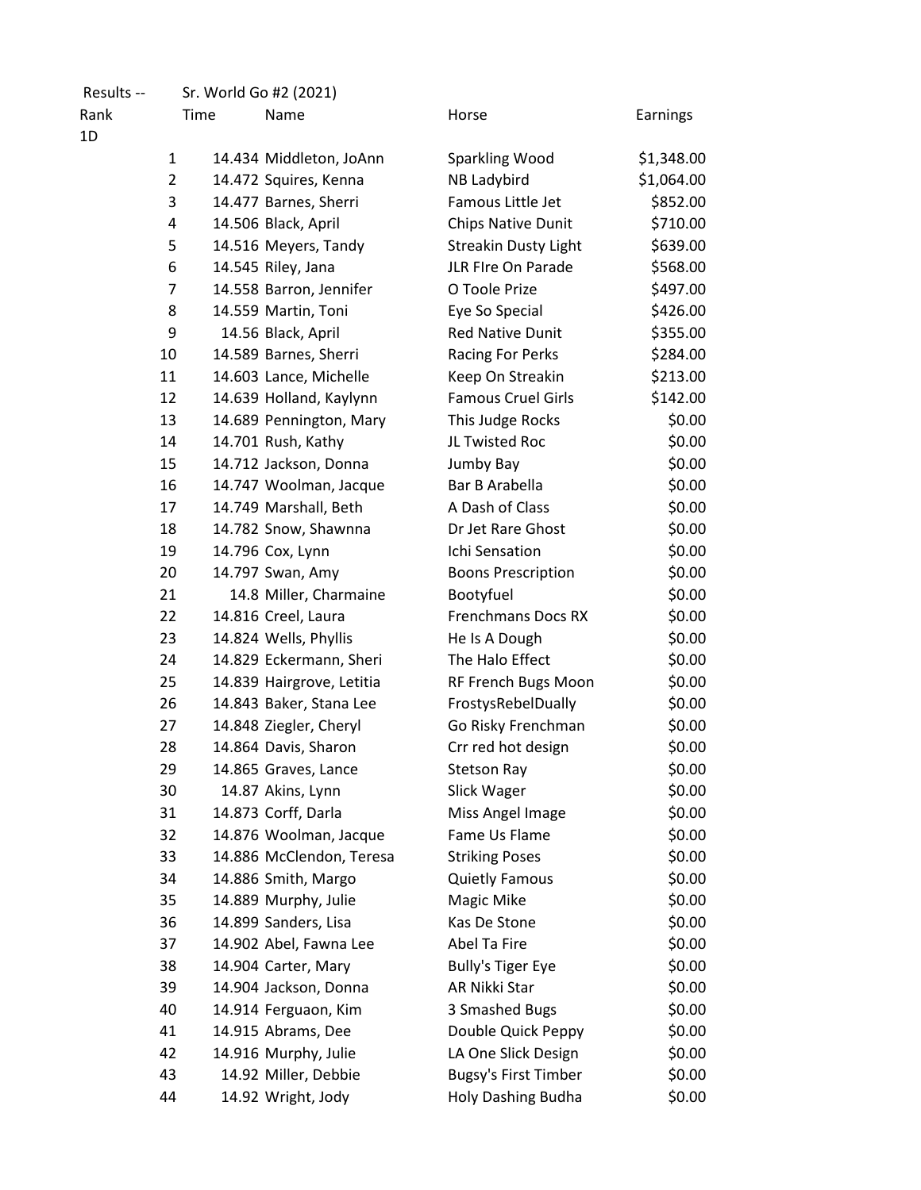Results -- Sr. World Go #2 (2021)

| Rank | Time | Name | Horse | Earnings |
|---|---|---|---|---|
| 1D | | | | |
| 1 | 14.434 | Middleton, JoAnn | Sparkling Wood | $1,348.00 |
| 2 | 14.472 | Squires, Kenna | NB Ladybird | $1,064.00 |
| 3 | 14.477 | Barnes, Sherri | Famous Little Jet | $852.00 |
| 4 | 14.506 | Black, April | Chips Native Dunit | $710.00 |
| 5 | 14.516 | Meyers, Tandy | Streakin Dusty Light | $639.00 |
| 6 | 14.545 | Riley, Jana | JLR FIre On Parade | $568.00 |
| 7 | 14.558 | Barron, Jennifer | O Toole Prize | $497.00 |
| 8 | 14.559 | Martin, Toni | Eye So Special | $426.00 |
| 9 | 14.56 | Black, April | Red Native Dunit | $355.00 |
| 10 | 14.589 | Barnes, Sherri | Racing For Perks | $284.00 |
| 11 | 14.603 | Lance, Michelle | Keep On Streakin | $213.00 |
| 12 | 14.639 | Holland, Kaylynn | Famous Cruel Girls | $142.00 |
| 13 | 14.689 | Pennington, Mary | This Judge Rocks | $0.00 |
| 14 | 14.701 | Rush, Kathy | JL Twisted Roc | $0.00 |
| 15 | 14.712 | Jackson, Donna | Jumby Bay | $0.00 |
| 16 | 14.747 | Woolman, Jacque | Bar B Arabella | $0.00 |
| 17 | 14.749 | Marshall, Beth | A Dash of Class | $0.00 |
| 18 | 14.782 | Snow, Shawnna | Dr Jet Rare Ghost | $0.00 |
| 19 | 14.796 | Cox, Lynn | Ichi Sensation | $0.00 |
| 20 | 14.797 | Swan, Amy | Boons Prescription | $0.00 |
| 21 | 14.8 | Miller, Charmaine | Bootyfuel | $0.00 |
| 22 | 14.816 | Creel, Laura | Frenchmans Docs RX | $0.00 |
| 23 | 14.824 | Wells, Phyllis | He Is A Dough | $0.00 |
| 24 | 14.829 | Eckermann, Sheri | The Halo Effect | $0.00 |
| 25 | 14.839 | Hairgrove, Letitia | RF French Bugs Moon | $0.00 |
| 26 | 14.843 | Baker, Stana Lee | FrostysRebelDually | $0.00 |
| 27 | 14.848 | Ziegler, Cheryl | Go Risky Frenchman | $0.00 |
| 28 | 14.864 | Davis, Sharon | Crr red hot design | $0.00 |
| 29 | 14.865 | Graves, Lance | Stetson Ray | $0.00 |
| 30 | 14.87 | Akins, Lynn | Slick Wager | $0.00 |
| 31 | 14.873 | Corff, Darla | Miss Angel Image | $0.00 |
| 32 | 14.876 | Woolman, Jacque | Fame Us Flame | $0.00 |
| 33 | 14.886 | McClendon, Teresa | Striking Poses | $0.00 |
| 34 | 14.886 | Smith, Margo | Quietly Famous | $0.00 |
| 35 | 14.889 | Murphy, Julie | Magic Mike | $0.00 |
| 36 | 14.899 | Sanders, Lisa | Kas De Stone | $0.00 |
| 37 | 14.902 | Abel, Fawna Lee | Abel Ta Fire | $0.00 |
| 38 | 14.904 | Carter, Mary | Bully's Tiger Eye | $0.00 |
| 39 | 14.904 | Jackson, Donna | AR Nikki Star | $0.00 |
| 40 | 14.914 | Ferguaon, Kim | 3 Smashed Bugs | $0.00 |
| 41 | 14.915 | Abrams, Dee | Double Quick Peppy | $0.00 |
| 42 | 14.916 | Murphy, Julie | LA One Slick Design | $0.00 |
| 43 | 14.92 | Miller, Debbie | Bugsy's First Timber | $0.00 |
| 44 | 14.92 | Wright, Jody | Holy Dashing Budha | $0.00 |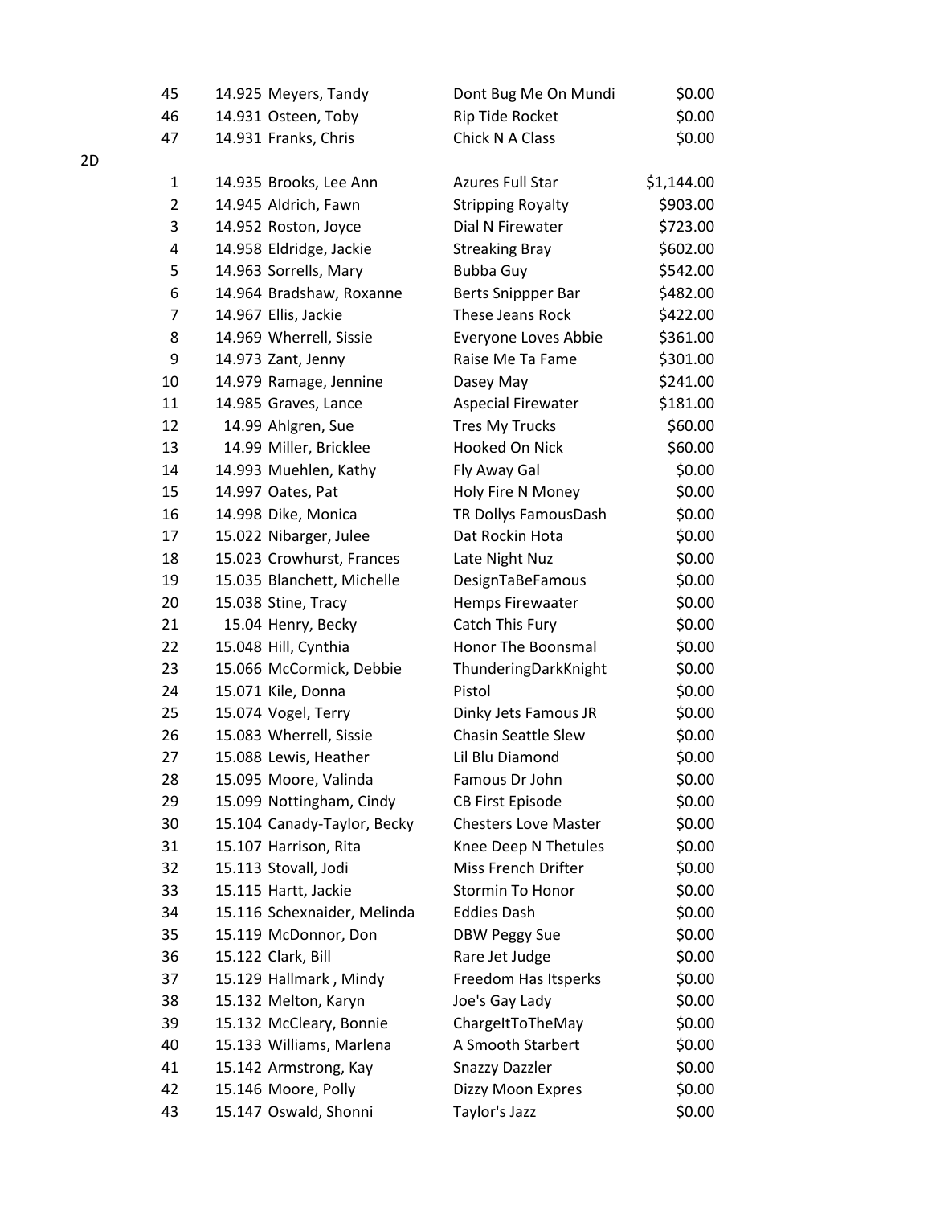| | | | | |
|---|---|---|---|---|
| | 45 | 14.925 Meyers, Tandy | Dont Bug Me On Mundi | $0.00 |
| | 46 | 14.931 Osteen, Toby | Rip Tide Rocket | $0.00 |
| | 47 | 14.931 Franks, Chris | Chick N A Class | $0.00 |
| 2D | | | | |
| | 1 | 14.935 Brooks, Lee Ann | Azures Full Star | $1,144.00 |
| | 2 | 14.945 Aldrich, Fawn | Stripping Royalty | $903.00 |
| | 3 | 14.952 Roston, Joyce | Dial N Firewater | $723.00 |
| | 4 | 14.958 Eldridge, Jackie | Streaking Bray | $602.00 |
| | 5 | 14.963 Sorrells, Mary | Bubba Guy | $542.00 |
| | 6 | 14.964 Bradshaw, Roxanne | Berts Snippper Bar | $482.00 |
| | 7 | 14.967 Ellis, Jackie | These Jeans Rock | $422.00 |
| | 8 | 14.969 Wherrell, Sissie | Everyone Loves Abbie | $361.00 |
| | 9 | 14.973 Zant, Jenny | Raise Me Ta Fame | $301.00 |
| | 10 | 14.979 Ramage, Jennine | Dasey May | $241.00 |
| | 11 | 14.985 Graves, Lance | Aspecial Firewater | $181.00 |
| | 12 | 14.99 Ahlgren, Sue | Tres My Trucks | $60.00 |
| | 13 | 14.99 Miller, Bricklee | Hooked On Nick | $60.00 |
| | 14 | 14.993 Muehlen, Kathy | Fly Away Gal | $0.00 |
| | 15 | 14.997 Oates, Pat | Holy Fire N Money | $0.00 |
| | 16 | 14.998 Dike, Monica | TR Dollys FamousDash | $0.00 |
| | 17 | 15.022 Nibarger, Julee | Dat Rockin Hota | $0.00 |
| | 18 | 15.023 Crowhurst, Frances | Late Night Nuz | $0.00 |
| | 19 | 15.035 Blanchett, Michelle | DesignTaBeFamous | $0.00 |
| | 20 | 15.038 Stine, Tracy | Hemps Firewaater | $0.00 |
| | 21 | 15.04 Henry, Becky | Catch This Fury | $0.00 |
| | 22 | 15.048 Hill, Cynthia | Honor The Boonsmal | $0.00 |
| | 23 | 15.066 McCormick, Debbie | ThunderingDarkKnight | $0.00 |
| | 24 | 15.071 Kile, Donna | Pistol | $0.00 |
| | 25 | 15.074 Vogel, Terry | Dinky Jets Famous JR | $0.00 |
| | 26 | 15.083 Wherrell, Sissie | Chasin Seattle Slew | $0.00 |
| | 27 | 15.088 Lewis, Heather | Lil Blu Diamond | $0.00 |
| | 28 | 15.095 Moore, Valinda | Famous Dr John | $0.00 |
| | 29 | 15.099 Nottingham, Cindy | CB First Episode | $0.00 |
| | 30 | 15.104 Canady-Taylor, Becky | Chesters Love Master | $0.00 |
| | 31 | 15.107 Harrison, Rita | Knee Deep N Thetules | $0.00 |
| | 32 | 15.113 Stovall, Jodi | Miss French Drifter | $0.00 |
| | 33 | 15.115 Hartt, Jackie | Stormin To Honor | $0.00 |
| | 34 | 15.116 Schexnaider, Melinda | Eddies Dash | $0.00 |
| | 35 | 15.119 McDonnor, Don | DBW Peggy Sue | $0.00 |
| | 36 | 15.122 Clark, Bill | Rare Jet Judge | $0.00 |
| | 37 | 15.129 Hallmark , Mindy | Freedom Has Itsperks | $0.00 |
| | 38 | 15.132 Melton, Karyn | Joe's Gay Lady | $0.00 |
| | 39 | 15.132 McCleary, Bonnie | ChargeItToTheMay | $0.00 |
| | 40 | 15.133 Williams, Marlena | A Smooth Starbert | $0.00 |
| | 41 | 15.142 Armstrong, Kay | Snazzy Dazzler | $0.00 |
| | 42 | 15.146 Moore, Polly | Dizzy Moon Expres | $0.00 |
| | 43 | 15.147 Oswald, Shonni | Taylor's Jazz | $0.00 |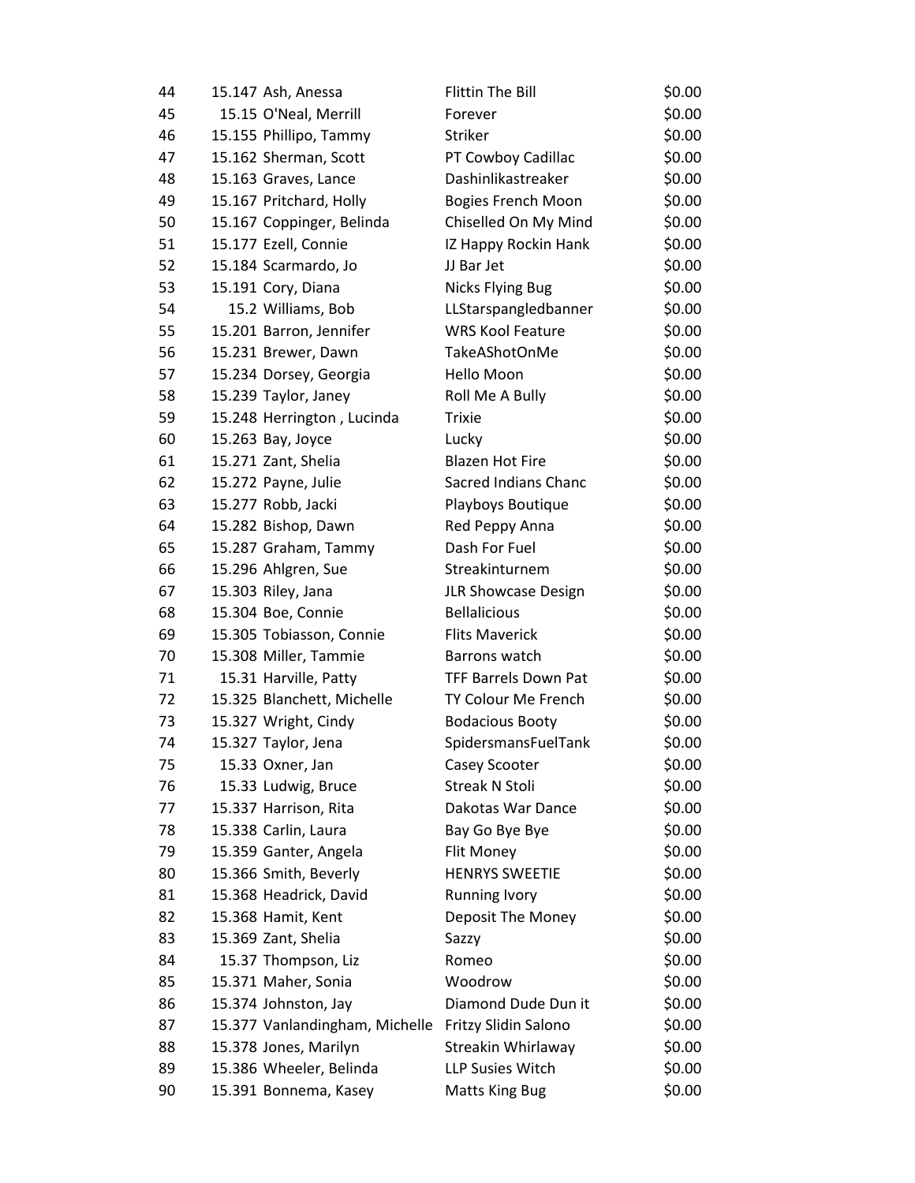| | | | | |
|---|---|---|---|---|
| 44 | 15.147 | Ash, Anessa | Flittin The Bill | $0.00 |
| 45 | 15.15 | O'Neal, Merrill | Forever | $0.00 |
| 46 | 15.155 | Phillipo, Tammy | Striker | $0.00 |
| 47 | 15.162 | Sherman, Scott | PT Cowboy Cadillac | $0.00 |
| 48 | 15.163 | Graves, Lance | Dashinlikastreaker | $0.00 |
| 49 | 15.167 | Pritchard, Holly | Bogies French Moon | $0.00 |
| 50 | 15.167 | Coppinger, Belinda | Chiselled On My Mind | $0.00 |
| 51 | 15.177 | Ezell, Connie | IZ Happy Rockin Hank | $0.00 |
| 52 | 15.184 | Scarmardo, Jo | JJ Bar Jet | $0.00 |
| 53 | 15.191 | Cory, Diana | Nicks Flying Bug | $0.00 |
| 54 | 15.2 | Williams, Bob | LLStarspangledbanner | $0.00 |
| 55 | 15.201 | Barron, Jennifer | WRS Kool Feature | $0.00 |
| 56 | 15.231 | Brewer, Dawn | TakeAShotOnMe | $0.00 |
| 57 | 15.234 | Dorsey, Georgia | Hello Moon | $0.00 |
| 58 | 15.239 | Taylor, Janey | Roll Me A Bully | $0.00 |
| 59 | 15.248 | Herrington , Lucinda | Trixie | $0.00 |
| 60 | 15.263 | Bay, Joyce | Lucky | $0.00 |
| 61 | 15.271 | Zant, Shelia | Blazen Hot Fire | $0.00 |
| 62 | 15.272 | Payne, Julie | Sacred Indians Chanc | $0.00 |
| 63 | 15.277 | Robb, Jacki | Playboys Boutique | $0.00 |
| 64 | 15.282 | Bishop, Dawn | Red Peppy Anna | $0.00 |
| 65 | 15.287 | Graham, Tammy | Dash For Fuel | $0.00 |
| 66 | 15.296 | Ahlgren, Sue | Streakinturnem | $0.00 |
| 67 | 15.303 | Riley, Jana | JLR Showcase Design | $0.00 |
| 68 | 15.304 | Boe, Connie | Bellalicious | $0.00 |
| 69 | 15.305 | Tobiasson, Connie | Flits Maverick | $0.00 |
| 70 | 15.308 | Miller, Tammie | Barrons watch | $0.00 |
| 71 | 15.31 | Harville, Patty | TFF Barrels Down Pat | $0.00 |
| 72 | 15.325 | Blanchett, Michelle | TY Colour Me French | $0.00 |
| 73 | 15.327 | Wright, Cindy | Bodacious Booty | $0.00 |
| 74 | 15.327 | Taylor, Jena | SpidersmansFuelTank | $0.00 |
| 75 | 15.33 | Oxner, Jan | Casey Scooter | $0.00 |
| 76 | 15.33 | Ludwig, Bruce | Streak N Stoli | $0.00 |
| 77 | 15.337 | Harrison, Rita | Dakotas War Dance | $0.00 |
| 78 | 15.338 | Carlin, Laura | Bay Go Bye Bye | $0.00 |
| 79 | 15.359 | Ganter, Angela | Flit Money | $0.00 |
| 80 | 15.366 | Smith, Beverly | HENRYS SWEETIE | $0.00 |
| 81 | 15.368 | Headrick, David | Running Ivory | $0.00 |
| 82 | 15.368 | Hamit, Kent | Deposit The Money | $0.00 |
| 83 | 15.369 | Zant, Shelia | Sazzy | $0.00 |
| 84 | 15.37 | Thompson, Liz | Romeo | $0.00 |
| 85 | 15.371 | Maher, Sonia | Woodrow | $0.00 |
| 86 | 15.374 | Johnston, Jay | Diamond Dude Dun it | $0.00 |
| 87 | 15.377 | Vanlandingham, Michelle | Fritzy Slidin Salono | $0.00 |
| 88 | 15.378 | Jones, Marilyn | Streakin Whirlaway | $0.00 |
| 89 | 15.386 | Wheeler, Belinda | LLP Susies Witch | $0.00 |
| 90 | 15.391 | Bonnema, Kasey | Matts King Bug | $0.00 |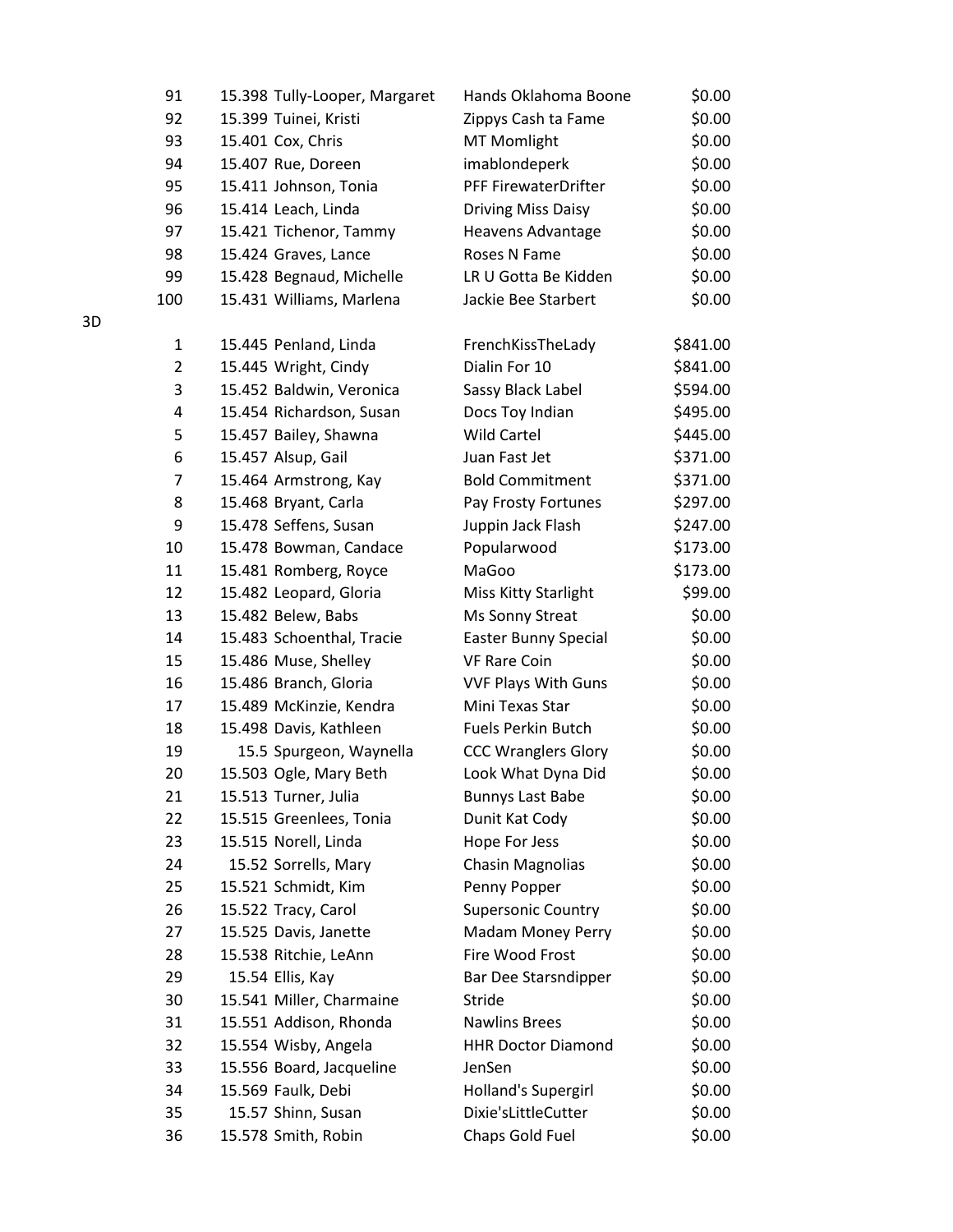| Place | Time | Rider | Horse | Payout |
|---|---|---|---|---|
| 91 | 15.398 | Tully-Looper, Margaret | Hands Oklahoma Boone | $0.00 |
| 92 | 15.399 | Tuinei, Kristi | Zippys Cash ta Fame | $0.00 |
| 93 | 15.401 | Cox, Chris | MT Momlight | $0.00 |
| 94 | 15.407 | Rue, Doreen | imablondeperk | $0.00 |
| 95 | 15.411 | Johnson, Tonia | PFF FirewaterDrifter | $0.00 |
| 96 | 15.414 | Leach, Linda | Driving Miss Daisy | $0.00 |
| 97 | 15.421 | Tichenor, Tammy | Heavens Advantage | $0.00 |
| 98 | 15.424 | Graves, Lance | Roses N Fame | $0.00 |
| 99 | 15.428 | Begnaud, Michelle | LR U Gotta Be Kidden | $0.00 |
| 100 | 15.431 | Williams, Marlena | Jackie Bee Starbert | $0.00 |

3D

| Place | Time | Rider | Horse | Payout |
|---|---|---|---|---|
| 1 | 15.445 | Penland, Linda | FrenchKissTheLady | $841.00 |
| 2 | 15.445 | Wright, Cindy | Dialin For 10 | $841.00 |
| 3 | 15.452 | Baldwin, Veronica | Sassy Black Label | $594.00 |
| 4 | 15.454 | Richardson, Susan | Docs Toy Indian | $495.00 |
| 5 | 15.457 | Bailey, Shawna | Wild Cartel | $445.00 |
| 6 | 15.457 | Alsup, Gail | Juan Fast Jet | $371.00 |
| 7 | 15.464 | Armstrong, Kay | Bold Commitment | $371.00 |
| 8 | 15.468 | Bryant, Carla | Pay Frosty Fortunes | $297.00 |
| 9 | 15.478 | Seffens, Susan | Juppin Jack Flash | $247.00 |
| 10 | 15.478 | Bowman, Candace | Popularwood | $173.00 |
| 11 | 15.481 | Romberg, Royce | MaGoo | $173.00 |
| 12 | 15.482 | Leopard, Gloria | Miss Kitty Starlight | $99.00 |
| 13 | 15.482 | Belew, Babs | Ms Sonny Streat | $0.00 |
| 14 | 15.483 | Schoenthal, Tracie | Easter Bunny Special | $0.00 |
| 15 | 15.486 | Muse, Shelley | VF Rare Coin | $0.00 |
| 16 | 15.486 | Branch, Gloria | VVF Plays With Guns | $0.00 |
| 17 | 15.489 | McKinzie, Kendra | Mini Texas Star | $0.00 |
| 18 | 15.498 | Davis, Kathleen | Fuels Perkin Butch | $0.00 |
| 19 | 15.5 | Spurgeon, Waynella | CCC Wranglers Glory | $0.00 |
| 20 | 15.503 | Ogle, Mary Beth | Look What Dyna Did | $0.00 |
| 21 | 15.513 | Turner, Julia | Bunnys Last Babe | $0.00 |
| 22 | 15.515 | Greenlees, Tonia | Dunit Kat Cody | $0.00 |
| 23 | 15.515 | Norell, Linda | Hope For Jess | $0.00 |
| 24 | 15.52 | Sorrells, Mary | Chasin Magnolias | $0.00 |
| 25 | 15.521 | Schmidt, Kim | Penny Popper | $0.00 |
| 26 | 15.522 | Tracy, Carol | Supersonic Country | $0.00 |
| 27 | 15.525 | Davis, Janette | Madam Money Perry | $0.00 |
| 28 | 15.538 | Ritchie, LeAnn | Fire Wood Frost | $0.00 |
| 29 | 15.54 | Ellis, Kay | Bar Dee Starsndipper | $0.00 |
| 30 | 15.541 | Miller, Charmaine | Stride | $0.00 |
| 31 | 15.551 | Addison, Rhonda | Nawlins Brees | $0.00 |
| 32 | 15.554 | Wisby, Angela | HHR Doctor Diamond | $0.00 |
| 33 | 15.556 | Board, Jacqueline | JenSen | $0.00 |
| 34 | 15.569 | Faulk, Debi | Holland's Supergirl | $0.00 |
| 35 | 15.57 | Shinn, Susan | Dixie'sLittleCutter | $0.00 |
| 36 | 15.578 | Smith, Robin | Chaps Gold Fuel | $0.00 |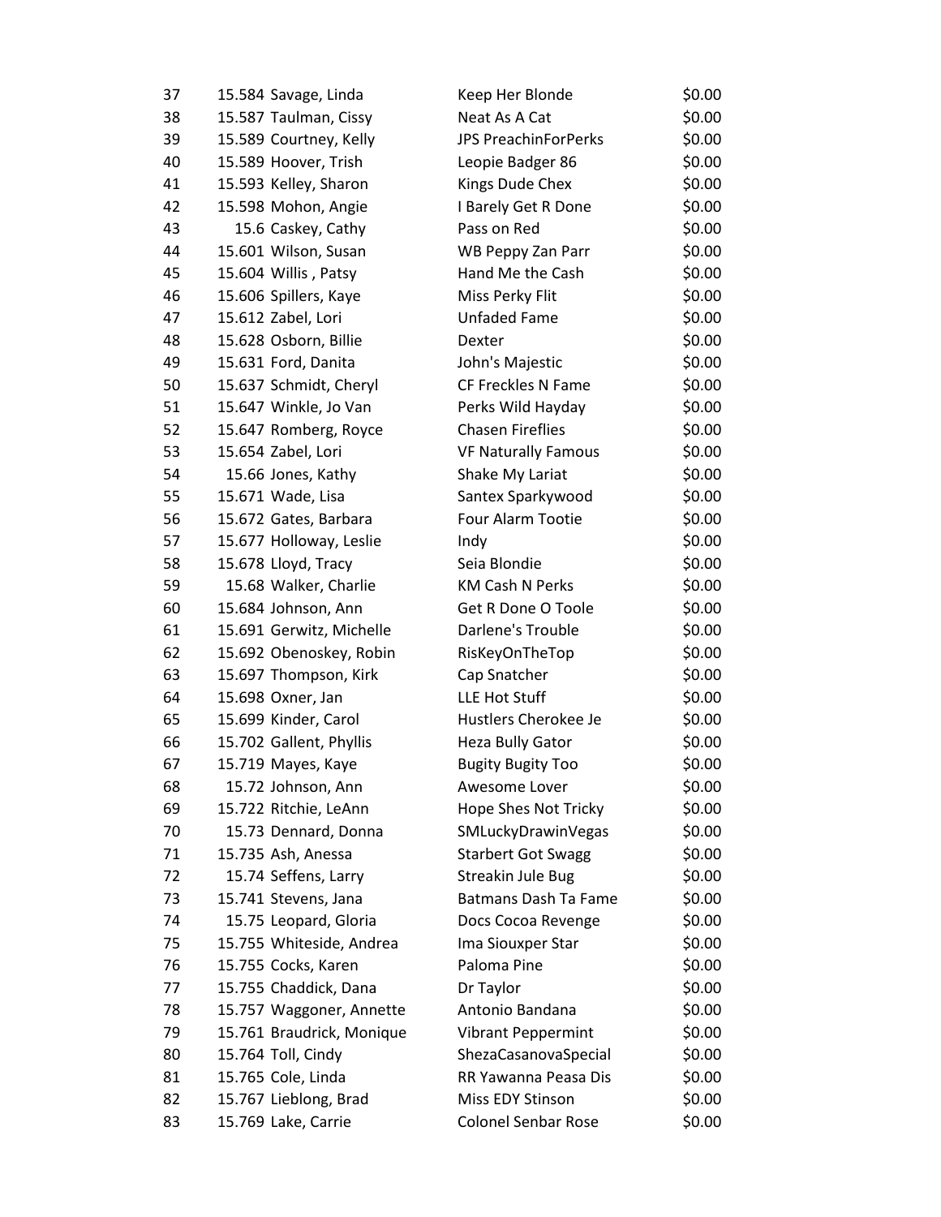| | | | | |
|---|---|---|---|---|
| 37 | 15.584 | Savage, Linda | Keep Her Blonde | $0.00 |
| 38 | 15.587 | Taulman, Cissy | Neat As A Cat | $0.00 |
| 39 | 15.589 | Courtney, Kelly | JPS PreachinForPerks | $0.00 |
| 40 | 15.589 | Hoover, Trish | Leopie Badger 86 | $0.00 |
| 41 | 15.593 | Kelley, Sharon | Kings Dude Chex | $0.00 |
| 42 | 15.598 | Mohon, Angie | I Barely Get R Done | $0.00 |
| 43 | 15.6 | Caskey, Cathy | Pass on Red | $0.00 |
| 44 | 15.601 | Wilson, Susan | WB Peppy Zan Parr | $0.00 |
| 45 | 15.604 | Willis , Patsy | Hand Me the Cash | $0.00 |
| 46 | 15.606 | Spillers, Kaye | Miss Perky Flit | $0.00 |
| 47 | 15.612 | Zabel, Lori | Unfaded Fame | $0.00 |
| 48 | 15.628 | Osborn, Billie | Dexter | $0.00 |
| 49 | 15.631 | Ford, Danita | John's Majestic | $0.00 |
| 50 | 15.637 | Schmidt, Cheryl | CF Freckles N Fame | $0.00 |
| 51 | 15.647 | Winkle, Jo Van | Perks Wild Hayday | $0.00 |
| 52 | 15.647 | Romberg, Royce | Chasen Fireflies | $0.00 |
| 53 | 15.654 | Zabel, Lori | VF Naturally Famous | $0.00 |
| 54 | 15.66 | Jones, Kathy | Shake My Lariat | $0.00 |
| 55 | 15.671 | Wade, Lisa | Santex Sparkywood | $0.00 |
| 56 | 15.672 | Gates, Barbara | Four Alarm Tootie | $0.00 |
| 57 | 15.677 | Holloway, Leslie | Indy | $0.00 |
| 58 | 15.678 | Lloyd, Tracy | Seia Blondie | $0.00 |
| 59 | 15.68 | Walker, Charlie | KM Cash N Perks | $0.00 |
| 60 | 15.684 | Johnson, Ann | Get R Done O Toole | $0.00 |
| 61 | 15.691 | Gerwitz, Michelle | Darlene's Trouble | $0.00 |
| 62 | 15.692 | Obenoskey, Robin | RisKeyOnTheTop | $0.00 |
| 63 | 15.697 | Thompson, Kirk | Cap Snatcher | $0.00 |
| 64 | 15.698 | Oxner, Jan | LLE Hot Stuff | $0.00 |
| 65 | 15.699 | Kinder, Carol | Hustlers Cherokee Je | $0.00 |
| 66 | 15.702 | Gallent, Phyllis | Heza Bully Gator | $0.00 |
| 67 | 15.719 | Mayes, Kaye | Bugity Bugity Too | $0.00 |
| 68 | 15.72 | Johnson, Ann | Awesome Lover | $0.00 |
| 69 | 15.722 | Ritchie, LeAnn | Hope Shes Not Tricky | $0.00 |
| 70 | 15.73 | Dennard, Donna | SMLuckyDrawinVegas | $0.00 |
| 71 | 15.735 | Ash, Anessa | Starbert Got Swagg | $0.00 |
| 72 | 15.74 | Seffens, Larry | Streakin Jule Bug | $0.00 |
| 73 | 15.741 | Stevens, Jana | Batmans Dash Ta Fame | $0.00 |
| 74 | 15.75 | Leopard, Gloria | Docs Cocoa Revenge | $0.00 |
| 75 | 15.755 | Whiteside, Andrea | Ima Siouxper Star | $0.00 |
| 76 | 15.755 | Cocks, Karen | Paloma Pine | $0.00 |
| 77 | 15.755 | Chaddick, Dana | Dr Taylor | $0.00 |
| 78 | 15.757 | Waggoner, Annette | Antonio Bandana | $0.00 |
| 79 | 15.761 | Braudrick, Monique | Vibrant Peppermint | $0.00 |
| 80 | 15.764 | Toll, Cindy | ShezaCasanovaSpecial | $0.00 |
| 81 | 15.765 | Cole, Linda | RR Yawanna Peasa Dis | $0.00 |
| 82 | 15.767 | Lieblong, Brad | Miss EDY Stinson | $0.00 |
| 83 | 15.769 | Lake, Carrie | Colonel Senbar Rose | $0.00 |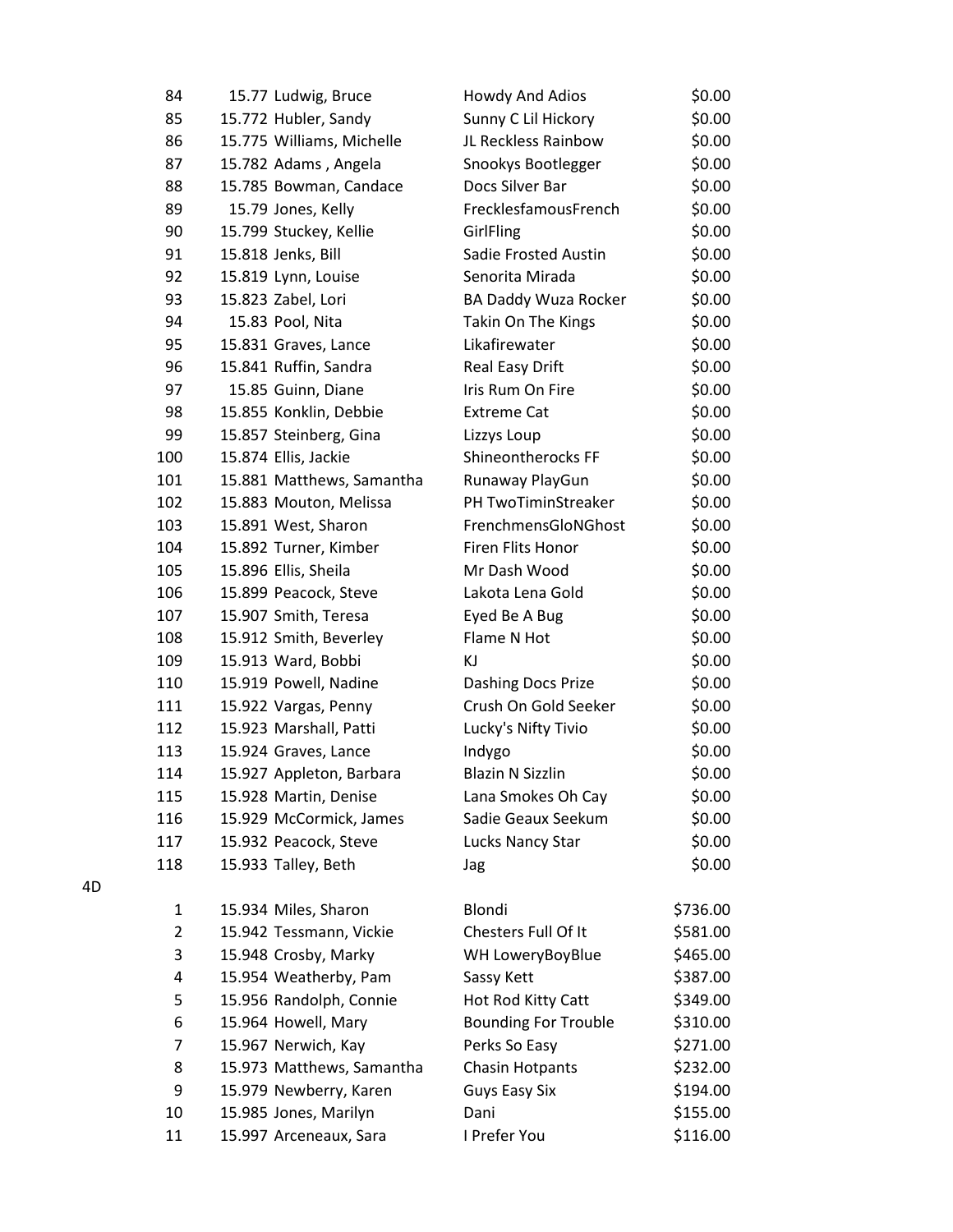| Place | Time | Rider | Horse | Earnings |
|---|---|---|---|---|
| 84 | 15.77 | Ludwig, Bruce | Howdy And Adios | $0.00 |
| 85 | 15.772 | Hubler, Sandy | Sunny C Lil Hickory | $0.00 |
| 86 | 15.775 | Williams, Michelle | JL Reckless Rainbow | $0.00 |
| 87 | 15.782 | Adams , Angela | Snookys Bootlegger | $0.00 |
| 88 | 15.785 | Bowman, Candace | Docs Silver Bar | $0.00 |
| 89 | 15.79 | Jones, Kelly | FrecklesfamousFrench | $0.00 |
| 90 | 15.799 | Stuckey, Kellie | GirlFling | $0.00 |
| 91 | 15.818 | Jenks, Bill | Sadie Frosted Austin | $0.00 |
| 92 | 15.819 | Lynn, Louise | Senorita Mirada | $0.00 |
| 93 | 15.823 | Zabel, Lori | BA Daddy Wuza Rocker | $0.00 |
| 94 | 15.83 | Pool, Nita | Takin On The Kings | $0.00 |
| 95 | 15.831 | Graves, Lance | Likafirewater | $0.00 |
| 96 | 15.841 | Ruffin, Sandra | Real Easy Drift | $0.00 |
| 97 | 15.85 | Guinn, Diane | Iris Rum On Fire | $0.00 |
| 98 | 15.855 | Konklin, Debbie | Extreme Cat | $0.00 |
| 99 | 15.857 | Steinberg, Gina | Lizzys Loup | $0.00 |
| 100 | 15.874 | Ellis, Jackie | Shineontherocks FF | $0.00 |
| 101 | 15.881 | Matthews, Samantha | Runaway PlayGun | $0.00 |
| 102 | 15.883 | Mouton, Melissa | PH TwoTiminStreaker | $0.00 |
| 103 | 15.891 | West, Sharon | FrenchmensGloNGhost | $0.00 |
| 104 | 15.892 | Turner, Kimber | Firen Flits Honor | $0.00 |
| 105 | 15.896 | Ellis, Sheila | Mr Dash Wood | $0.00 |
| 106 | 15.899 | Peacock, Steve | Lakota Lena Gold | $0.00 |
| 107 | 15.907 | Smith, Teresa | Eyed Be A Bug | $0.00 |
| 108 | 15.912 | Smith, Beverley | Flame N Hot | $0.00 |
| 109 | 15.913 | Ward, Bobbi | KJ | $0.00 |
| 110 | 15.919 | Powell, Nadine | Dashing Docs Prize | $0.00 |
| 111 | 15.922 | Vargas, Penny | Crush On Gold Seeker | $0.00 |
| 112 | 15.923 | Marshall, Patti | Lucky's Nifty Tivio | $0.00 |
| 113 | 15.924 | Graves, Lance | Indygo | $0.00 |
| 114 | 15.927 | Appleton, Barbara | Blazin N Sizzlin | $0.00 |
| 115 | 15.928 | Martin, Denise | Lana Smokes Oh Cay | $0.00 |
| 116 | 15.929 | McCormick, James | Sadie Geaux Seekum | $0.00 |
| 117 | 15.932 | Peacock, Steve | Lucks Nancy Star | $0.00 |
| 118 | 15.933 | Talley, Beth | Jag | $0.00 |

4D

| Place | Time | Rider | Horse | Earnings |
|---|---|---|---|---|
| 1 | 15.934 | Miles, Sharon | Blondi | $736.00 |
| 2 | 15.942 | Tessmann, Vickie | Chesters Full Of It | $581.00 |
| 3 | 15.948 | Crosby, Marky | WH LoweryBoyBlue | $465.00 |
| 4 | 15.954 | Weatherby, Pam | Sassy Kett | $387.00 |
| 5 | 15.956 | Randolph, Connie | Hot Rod Kitty Catt | $349.00 |
| 6 | 15.964 | Howell, Mary | Bounding For Trouble | $310.00 |
| 7 | 15.967 | Nerwich, Kay | Perks So Easy | $271.00 |
| 8 | 15.973 | Matthews, Samantha | Chasin Hotpants | $232.00 |
| 9 | 15.979 | Newberry, Karen | Guys Easy Six | $194.00 |
| 10 | 15.985 | Jones, Marilyn | Dani | $155.00 |
| 11 | 15.997 | Arceneaux, Sara | I Prefer You | $116.00 |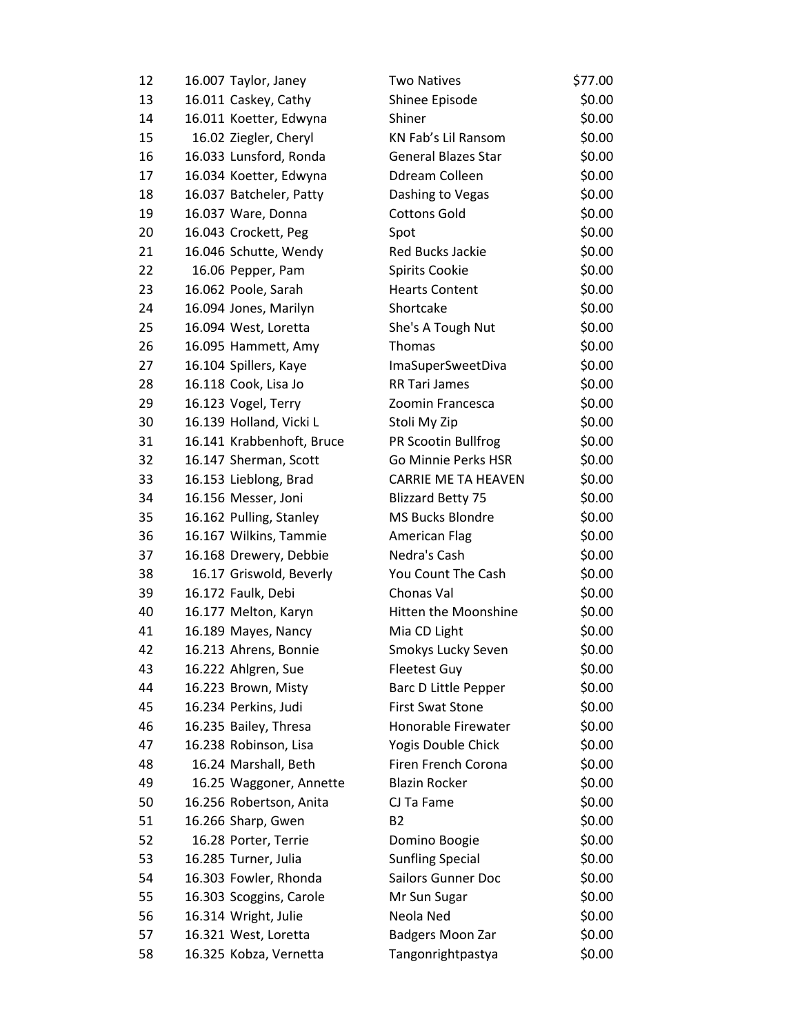| | | | | |
|---|---|---|---|---|
| 12 | 16.007 | Taylor, Janey | Two Natives | $77.00 |
| 13 | 16.011 | Caskey, Cathy | Shinee Episode | $0.00 |
| 14 | 16.011 | Koetter, Edwyna | Shiner | $0.00 |
| 15 | 16.02 | Ziegler, Cheryl | KN Fab's Lil Ransom | $0.00 |
| 16 | 16.033 | Lunsford, Ronda | General Blazes Star | $0.00 |
| 17 | 16.034 | Koetter, Edwyna | Ddream Colleen | $0.00 |
| 18 | 16.037 | Batcheler, Patty | Dashing to Vegas | $0.00 |
| 19 | 16.037 | Ware, Donna | Cottons Gold | $0.00 |
| 20 | 16.043 | Crockett, Peg | Spot | $0.00 |
| 21 | 16.046 | Schutte, Wendy | Red Bucks Jackie | $0.00 |
| 22 | 16.06 | Pepper, Pam | Spirits Cookie | $0.00 |
| 23 | 16.062 | Poole, Sarah | Hearts Content | $0.00 |
| 24 | 16.094 | Jones, Marilyn | Shortcake | $0.00 |
| 25 | 16.094 | West, Loretta | She's A Tough Nut | $0.00 |
| 26 | 16.095 | Hammett, Amy | Thomas | $0.00 |
| 27 | 16.104 | Spillers, Kaye | ImaSuperSweetDiva | $0.00 |
| 28 | 16.118 | Cook, Lisa Jo | RR Tari James | $0.00 |
| 29 | 16.123 | Vogel, Terry | Zoomin Francesca | $0.00 |
| 30 | 16.139 | Holland, Vicki L | Stoli My Zip | $0.00 |
| 31 | 16.141 | Krabbenhoft, Bruce | PR Scootin Bullfrog | $0.00 |
| 32 | 16.147 | Sherman, Scott | Go Minnie Perks HSR | $0.00 |
| 33 | 16.153 | Lieblong, Brad | CARRIE ME TA HEAVEN | $0.00 |
| 34 | 16.156 | Messer, Joni | Blizzard Betty 75 | $0.00 |
| 35 | 16.162 | Pulling, Stanley | MS Bucks Blondre | $0.00 |
| 36 | 16.167 | Wilkins, Tammie | American Flag | $0.00 |
| 37 | 16.168 | Drewery, Debbie | Nedra's Cash | $0.00 |
| 38 | 16.17 | Griswold, Beverly | You Count The Cash | $0.00 |
| 39 | 16.172 | Faulk, Debi | Chonas Val | $0.00 |
| 40 | 16.177 | Melton, Karyn | Hitten the Moonshine | $0.00 |
| 41 | 16.189 | Mayes, Nancy | Mia CD Light | $0.00 |
| 42 | 16.213 | Ahrens, Bonnie | Smokys Lucky Seven | $0.00 |
| 43 | 16.222 | Ahlgren, Sue | Fleetest Guy | $0.00 |
| 44 | 16.223 | Brown, Misty | Barc D Little Pepper | $0.00 |
| 45 | 16.234 | Perkins, Judi | First Swat Stone | $0.00 |
| 46 | 16.235 | Bailey, Thresa | Honorable Firewater | $0.00 |
| 47 | 16.238 | Robinson, Lisa | Yogis Double Chick | $0.00 |
| 48 | 16.24 | Marshall, Beth | Firen French Corona | $0.00 |
| 49 | 16.25 | Waggoner, Annette | Blazin Rocker | $0.00 |
| 50 | 16.256 | Robertson, Anita | CJ Ta Fame | $0.00 |
| 51 | 16.266 | Sharp, Gwen | B2 | $0.00 |
| 52 | 16.28 | Porter, Terrie | Domino Boogie | $0.00 |
| 53 | 16.285 | Turner, Julia | Sunfling Special | $0.00 |
| 54 | 16.303 | Fowler, Rhonda | Sailors Gunner Doc | $0.00 |
| 55 | 16.303 | Scoggins, Carole | Mr Sun Sugar | $0.00 |
| 56 | 16.314 | Wright, Julie | Neola Ned | $0.00 |
| 57 | 16.321 | West, Loretta | Badgers Moon Zar | $0.00 |
| 58 | 16.325 | Kobza, Vernetta | Tangonrightpastya | $0.00 |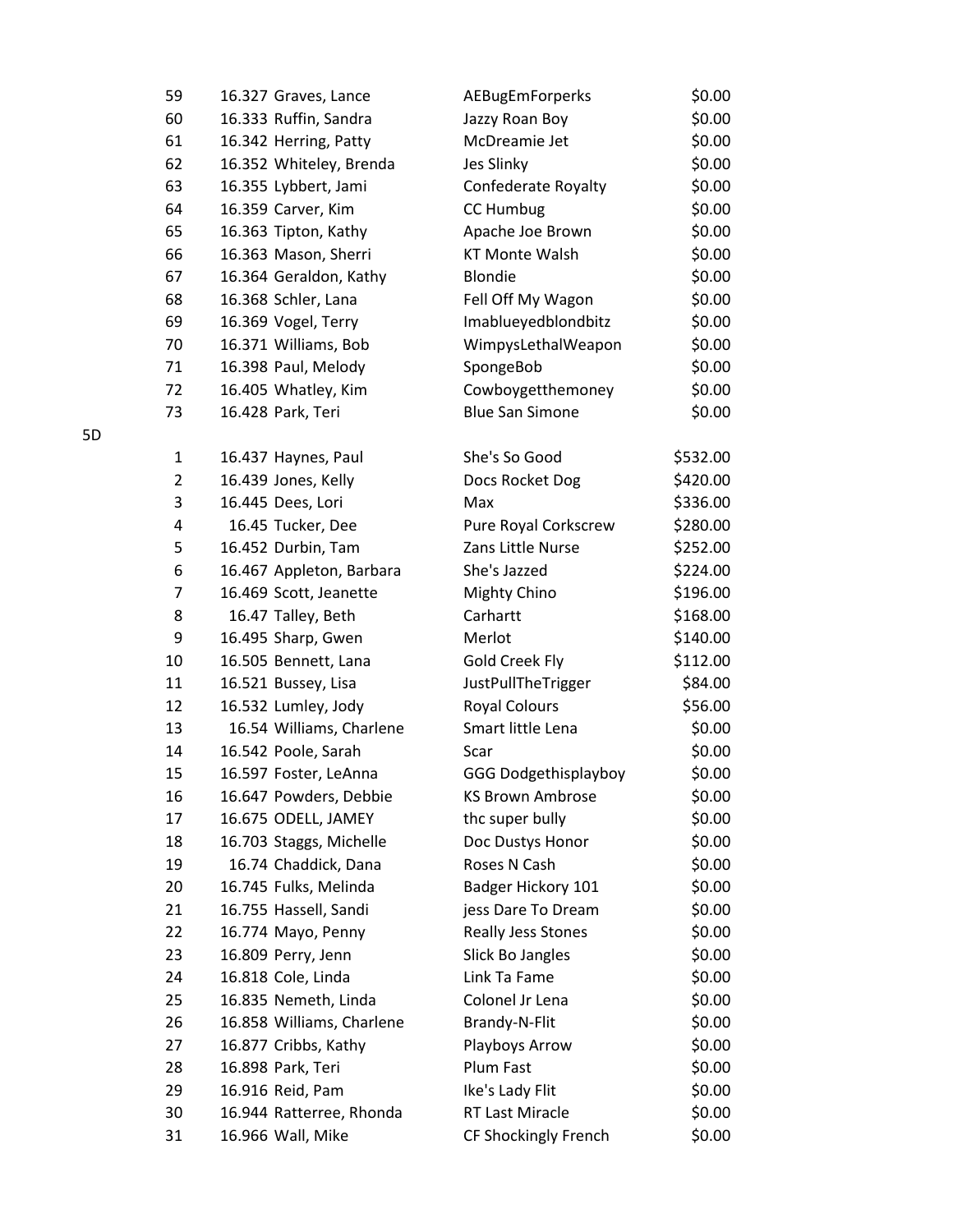| | | | | |
|---|---|---|---|---|
| 59 | 16.327 | Graves, Lance | AEBugEmForperks | $0.00 |
| 60 | 16.333 | Ruffin, Sandra | Jazzy Roan Boy | $0.00 |
| 61 | 16.342 | Herring, Patty | McDreamie Jet | $0.00 |
| 62 | 16.352 | Whiteley, Brenda | Jes Slinky | $0.00 |
| 63 | 16.355 | Lybbert, Jami | Confederate Royalty | $0.00 |
| 64 | 16.359 | Carver, Kim | CC Humbug | $0.00 |
| 65 | 16.363 | Tipton, Kathy | Apache Joe Brown | $0.00 |
| 66 | 16.363 | Mason, Sherri | KT Monte Walsh | $0.00 |
| 67 | 16.364 | Geraldon, Kathy | Blondie | $0.00 |
| 68 | 16.368 | Schler, Lana | Fell Off My Wagon | $0.00 |
| 69 | 16.369 | Vogel, Terry | Imablueyedblondbitz | $0.00 |
| 70 | 16.371 | Williams, Bob | WimpysLethalWeapon | $0.00 |
| 71 | 16.398 | Paul, Melody | SpongeBob | $0.00 |
| 72 | 16.405 | Whatley, Kim | Cowboygetthemoney | $0.00 |
| 73 | 16.428 | Park, Teri | Blue San Simone | $0.00 |

5D

| | | | | |
|---|---|---|---|---|
| 1 | 16.437 | Haynes, Paul | She's So Good | $532.00 |
| 2 | 16.439 | Jones, Kelly | Docs Rocket Dog | $420.00 |
| 3 | 16.445 | Dees, Lori | Max | $336.00 |
| 4 | 16.45 | Tucker, Dee | Pure Royal Corkscrew | $280.00 |
| 5 | 16.452 | Durbin, Tam | Zans Little Nurse | $252.00 |
| 6 | 16.467 | Appleton, Barbara | She's Jazzed | $224.00 |
| 7 | 16.469 | Scott, Jeanette | Mighty Chino | $196.00 |
| 8 | 16.47 | Talley, Beth | Carhartt | $168.00 |
| 9 | 16.495 | Sharp, Gwen | Merlot | $140.00 |
| 10 | 16.505 | Bennett, Lana | Gold Creek Fly | $112.00 |
| 11 | 16.521 | Bussey, Lisa | JustPullTheTrigger | $84.00 |
| 12 | 16.532 | Lumley, Jody | Royal Colours | $56.00 |
| 13 | 16.54 | Williams, Charlene | Smart little Lena | $0.00 |
| 14 | 16.542 | Poole, Sarah | Scar | $0.00 |
| 15 | 16.597 | Foster, LeAnna | GGG Dodgethisplayboy | $0.00 |
| 16 | 16.647 | Powders, Debbie | KS Brown Ambrose | $0.00 |
| 17 | 16.675 | ODELL, JAMEY | thc super bully | $0.00 |
| 18 | 16.703 | Staggs, Michelle | Doc Dustys Honor | $0.00 |
| 19 | 16.74 | Chaddick, Dana | Roses N Cash | $0.00 |
| 20 | 16.745 | Fulks, Melinda | Badger Hickory 101 | $0.00 |
| 21 | 16.755 | Hassell, Sandi | jess Dare To Dream | $0.00 |
| 22 | 16.774 | Mayo, Penny | Really Jess Stones | $0.00 |
| 23 | 16.809 | Perry, Jenn | Slick Bo Jangles | $0.00 |
| 24 | 16.818 | Cole, Linda | Link Ta Fame | $0.00 |
| 25 | 16.835 | Nemeth, Linda | Colonel Jr Lena | $0.00 |
| 26 | 16.858 | Williams, Charlene | Brandy-N-Flit | $0.00 |
| 27 | 16.877 | Cribbs, Kathy | Playboys Arrow | $0.00 |
| 28 | 16.898 | Park, Teri | Plum Fast | $0.00 |
| 29 | 16.916 | Reid, Pam | Ike's Lady Flit | $0.00 |
| 30 | 16.944 | Ratterree, Rhonda | RT Last Miracle | $0.00 |
| 31 | 16.966 | Wall, Mike | CF Shockingly French | $0.00 |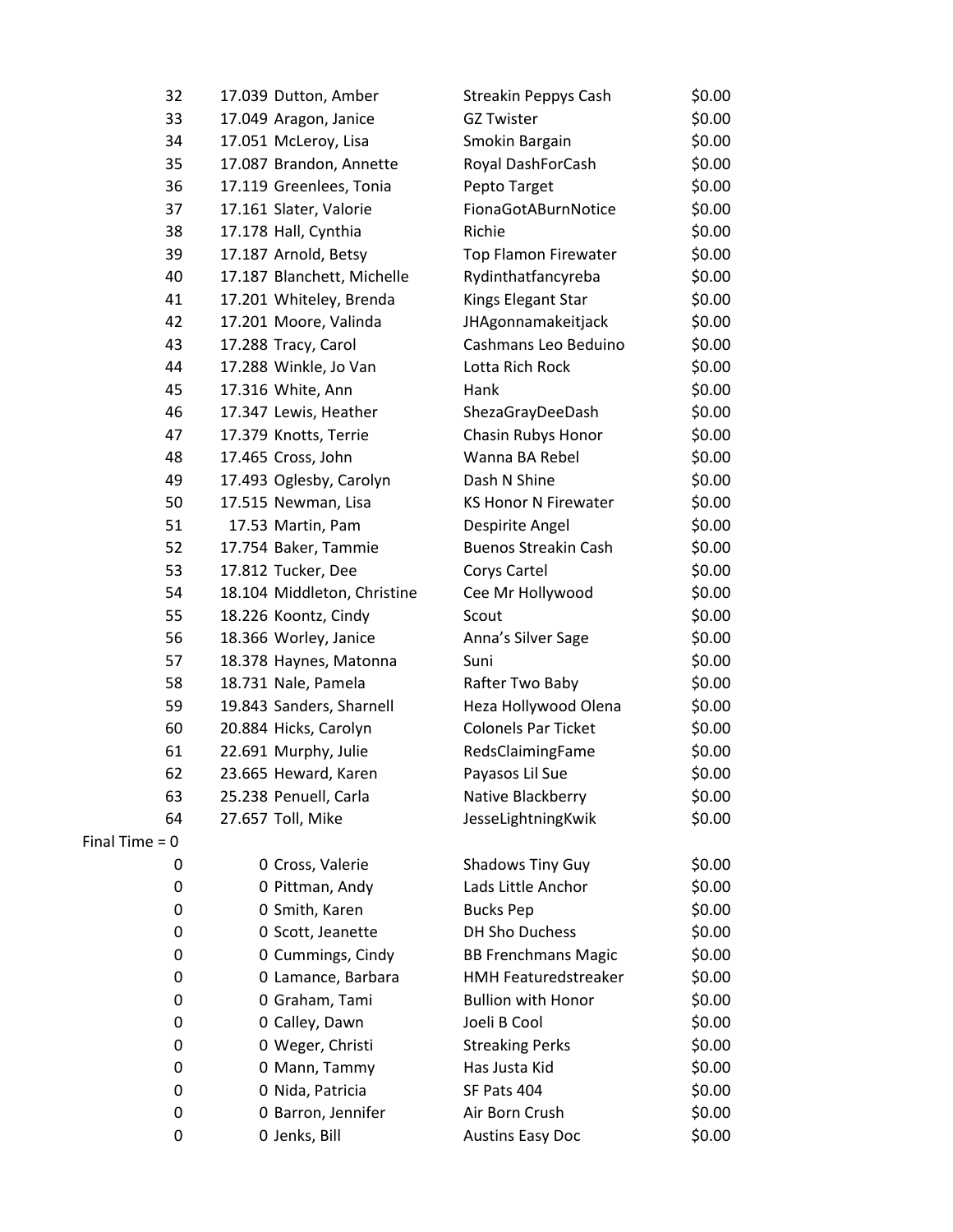| | | | | |
|---|---|---|---|---|
| 32 | 17.039 | Dutton, Amber | Streakin Peppys Cash | $0.00 |
| 33 | 17.049 | Aragon, Janice | GZ Twister | $0.00 |
| 34 | 17.051 | McLeroy, Lisa | Smokin Bargain | $0.00 |
| 35 | 17.087 | Brandon, Annette | Royal DashForCash | $0.00 |
| 36 | 17.119 | Greenlees, Tonia | Pepto Target | $0.00 |
| 37 | 17.161 | Slater, Valorie | FionaGotABurnNotice | $0.00 |
| 38 | 17.178 | Hall, Cynthia | Richie | $0.00 |
| 39 | 17.187 | Arnold, Betsy | Top Flamon Firewater | $0.00 |
| 40 | 17.187 | Blanchett, Michelle | Rydinthatfancyreba | $0.00 |
| 41 | 17.201 | Whiteley, Brenda | Kings Elegant Star | $0.00 |
| 42 | 17.201 | Moore, Valinda | JHAgonnamakeitjack | $0.00 |
| 43 | 17.288 | Tracy, Carol | Cashmans Leo Beduino | $0.00 |
| 44 | 17.288 | Winkle, Jo Van | Lotta Rich Rock | $0.00 |
| 45 | 17.316 | White, Ann | Hank | $0.00 |
| 46 | 17.347 | Lewis, Heather | ShezaGrayDeeDash | $0.00 |
| 47 | 17.379 | Knotts, Terrie | Chasin Rubys Honor | $0.00 |
| 48 | 17.465 | Cross, John | Wanna BA Rebel | $0.00 |
| 49 | 17.493 | Oglesby, Carolyn | Dash N Shine | $0.00 |
| 50 | 17.515 | Newman, Lisa | KS Honor N Firewater | $0.00 |
| 51 | 17.53 | Martin, Pam | Despirite Angel | $0.00 |
| 52 | 17.754 | Baker, Tammie | Buenos Streakin Cash | $0.00 |
| 53 | 17.812 | Tucker, Dee | Corys Cartel | $0.00 |
| 54 | 18.104 | Middleton, Christine | Cee Mr Hollywood | $0.00 |
| 55 | 18.226 | Koontz, Cindy | Scout | $0.00 |
| 56 | 18.366 | Worley, Janice | Anna's Silver Sage | $0.00 |
| 57 | 18.378 | Haynes, Matonna | Suni | $0.00 |
| 58 | 18.731 | Nale, Pamela | Rafter Two Baby | $0.00 |
| 59 | 19.843 | Sanders, Sharnell | Heza Hollywood Olena | $0.00 |
| 60 | 20.884 | Hicks, Carolyn | Colonels Par Ticket | $0.00 |
| 61 | 22.691 | Murphy, Julie | RedsClaimingFame | $0.00 |
| 62 | 23.665 | Heward, Karen | Payasos Lil Sue | $0.00 |
| 63 | 25.238 | Penuell, Carla | Native Blackberry | $0.00 |
| 64 | 27.657 | Toll, Mike | JesseLightningKwik | $0.00 |
| Final Time = 0 | | | | |
| 0 | 0 | Cross, Valerie | Shadows Tiny Guy | $0.00 |
| 0 | 0 | Pittman, Andy | Lads Little Anchor | $0.00 |
| 0 | 0 | Smith, Karen | Bucks Pep | $0.00 |
| 0 | 0 | Scott, Jeanette | DH Sho Duchess | $0.00 |
| 0 | 0 | Cummings, Cindy | BB Frenchmans Magic | $0.00 |
| 0 | 0 | Lamance, Barbara | HMH Featuredstreaker | $0.00 |
| 0 | 0 | Graham, Tami | Bullion with Honor | $0.00 |
| 0 | 0 | Calley, Dawn | Joeli B Cool | $0.00 |
| 0 | 0 | Weger, Christi | Streaking Perks | $0.00 |
| 0 | 0 | Mann, Tammy | Has Justa Kid | $0.00 |
| 0 | 0 | Nida, Patricia | SF Pats 404 | $0.00 |
| 0 | 0 | Barron, Jennifer | Air Born Crush | $0.00 |
| 0 | 0 | Jenks, Bill | Austins Easy Doc | $0.00 |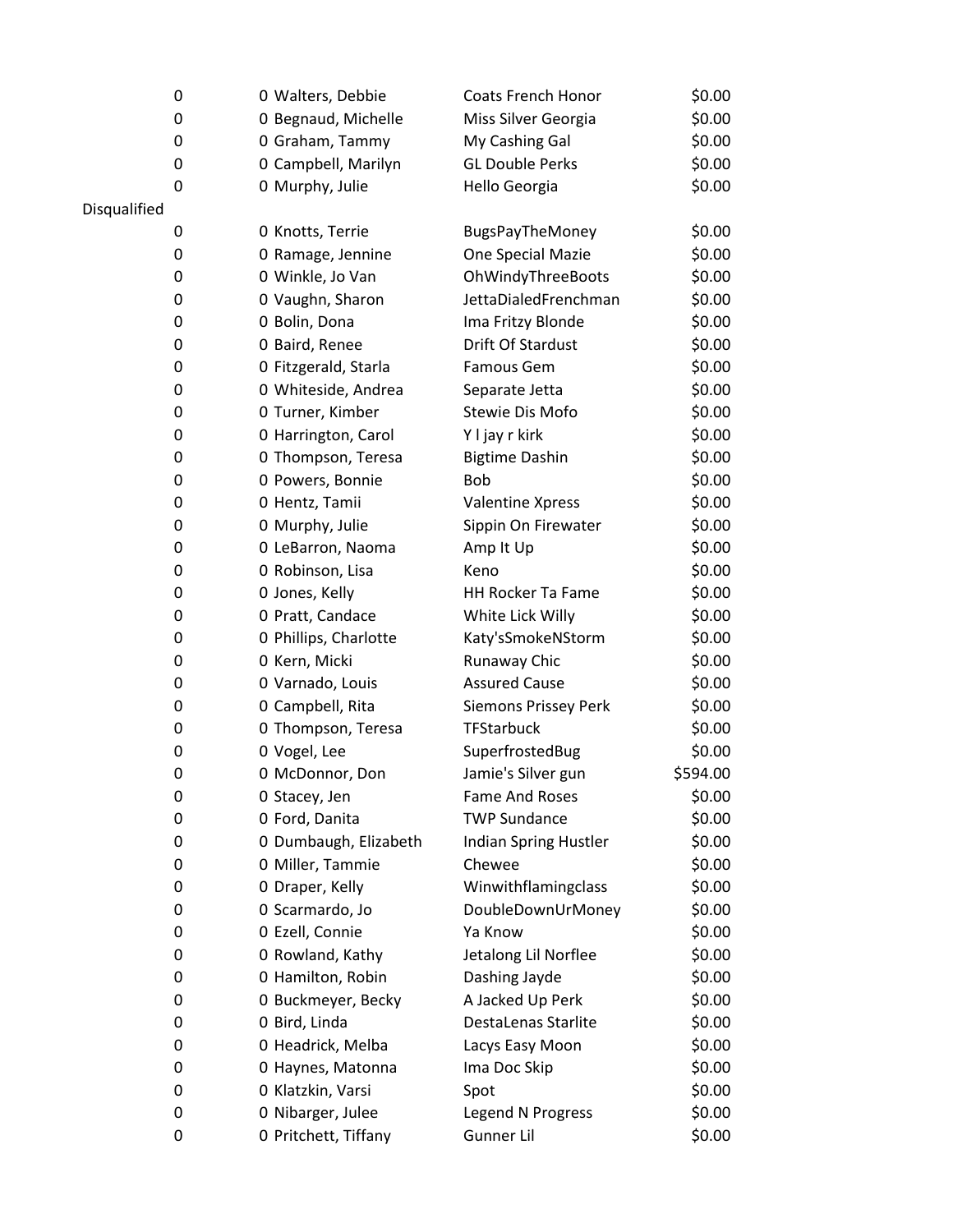| | | | | |
|---|---|---|---|---|
| 0 | 0 | Walters, Debbie | Coats French Honor | $0.00 |
| 0 | 0 | Begnaud, Michelle | Miss Silver Georgia | $0.00 |
| 0 | 0 | Graham, Tammy | My Cashing Gal | $0.00 |
| 0 | 0 | Campbell, Marilyn | GL Double Perks | $0.00 |
| 0 | 0 | Murphy, Julie | Hello Georgia | $0.00 |
| Disqualified | | | | |
| 0 | 0 | Knotts, Terrie | BugsPayTheMoney | $0.00 |
| 0 | 0 | Ramage, Jennine | One Special Mazie | $0.00 |
| 0 | 0 | Winkle, Jo Van | OhWindyThreeBoots | $0.00 |
| 0 | 0 | Vaughn, Sharon | JettaDialedFrenchman | $0.00 |
| 0 | 0 | Bolin, Dona | Ima Fritzy Blonde | $0.00 |
| 0 | 0 | Baird, Renee | Drift Of Stardust | $0.00 |
| 0 | 0 | Fitzgerald, Starla | Famous Gem | $0.00 |
| 0 | 0 | Whiteside, Andrea | Separate Jetta | $0.00 |
| 0 | 0 | Turner, Kimber | Stewie Dis Mofo | $0.00 |
| 0 | 0 | Harrington, Carol | Y l jay r kirk | $0.00 |
| 0 | 0 | Thompson, Teresa | Bigtime Dashin | $0.00 |
| 0 | 0 | Powers, Bonnie | Bob | $0.00 |
| 0 | 0 | Hentz, Tamii | Valentine Xpress | $0.00 |
| 0 | 0 | Murphy, Julie | Sippin On Firewater | $0.00 |
| 0 | 0 | LeBarron, Naoma | Amp It Up | $0.00 |
| 0 | 0 | Robinson, Lisa | Keno | $0.00 |
| 0 | 0 | Jones, Kelly | HH Rocker Ta Fame | $0.00 |
| 0 | 0 | Pratt, Candace | White Lick Willy | $0.00 |
| 0 | 0 | Phillips, Charlotte | Katy'sSmokeNStorm | $0.00 |
| 0 | 0 | Kern, Micki | Runaway Chic | $0.00 |
| 0 | 0 | Varnado, Louis | Assured Cause | $0.00 |
| 0 | 0 | Campbell, Rita | Siemons Prissey Perk | $0.00 |
| 0 | 0 | Thompson, Teresa | TFStarbuck | $0.00 |
| 0 | 0 | Vogel, Lee | SuperfrostedBug | $0.00 |
| 0 | 0 | McDonnor, Don | Jamie's Silver gun | $594.00 |
| 0 | 0 | Stacey, Jen | Fame And Roses | $0.00 |
| 0 | 0 | Ford, Danita | TWP Sundance | $0.00 |
| 0 | 0 | Dumbaugh, Elizabeth | Indian Spring Hustler | $0.00 |
| 0 | 0 | Miller, Tammie | Chewee | $0.00 |
| 0 | 0 | Draper, Kelly | Winwithflamingclass | $0.00 |
| 0 | 0 | Scarmardo, Jo | DoubleDownUrMoney | $0.00 |
| 0 | 0 | Ezell, Connie | Ya Know | $0.00 |
| 0 | 0 | Rowland, Kathy | Jetalong Lil Norflee | $0.00 |
| 0 | 0 | Hamilton, Robin | Dashing Jayde | $0.00 |
| 0 | 0 | Buckmeyer, Becky | A Jacked Up Perk | $0.00 |
| 0 | 0 | Bird, Linda | DestaLenas Starlite | $0.00 |
| 0 | 0 | Headrick, Melba | Lacys Easy Moon | $0.00 |
| 0 | 0 | Haynes, Matonna | Ima Doc Skip | $0.00 |
| 0 | 0 | Klatzkin, Varsi | Spot | $0.00 |
| 0 | 0 | Nibarger, Julee | Legend N Progress | $0.00 |
| 0 | 0 | Pritchett, Tiffany | Gunner Lil | $0.00 |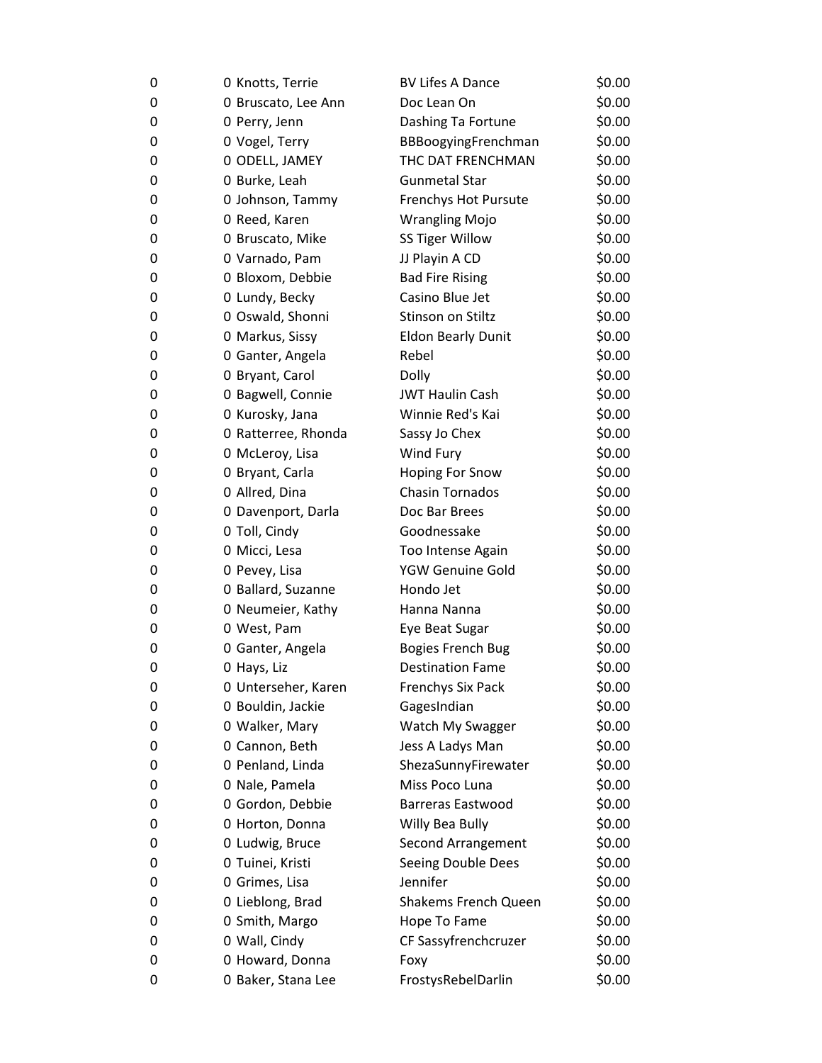| | | | | |
|---|---|---|---|---|
| 0 | 0 | Knotts, Terrie | BV Lifes A Dance | $0.00 |
| 0 | 0 | Bruscato, Lee Ann | Doc Lean On | $0.00 |
| 0 | 0 | Perry, Jenn | Dashing Ta Fortune | $0.00 |
| 0 | 0 | Vogel, Terry | BBBoogyingFrenchman | $0.00 |
| 0 | 0 | ODELL, JAMEY | THC DAT FRENCHMAN | $0.00 |
| 0 | 0 | Burke, Leah | Gunmetal Star | $0.00 |
| 0 | 0 | Johnson, Tammy | Frenchys Hot Pursute | $0.00 |
| 0 | 0 | Reed, Karen | Wrangling Mojo | $0.00 |
| 0 | 0 | Bruscato, Mike | SS Tiger Willow | $0.00 |
| 0 | 0 | Varnado, Pam | JJ Playin A CD | $0.00 |
| 0 | 0 | Bloxom, Debbie | Bad Fire Rising | $0.00 |
| 0 | 0 | Lundy, Becky | Casino Blue Jet | $0.00 |
| 0 | 0 | Oswald, Shonni | Stinson on Stiltz | $0.00 |
| 0 | 0 | Markus, Sissy | Eldon Bearly Dunit | $0.00 |
| 0 | 0 | Ganter, Angela | Rebel | $0.00 |
| 0 | 0 | Bryant, Carol | Dolly | $0.00 |
| 0 | 0 | Bagwell, Connie | JWT Haulin Cash | $0.00 |
| 0 | 0 | Kurosky, Jana | Winnie Red's Kai | $0.00 |
| 0 | 0 | Ratterree, Rhonda | Sassy Jo Chex | $0.00 |
| 0 | 0 | McLeroy, Lisa | Wind Fury | $0.00 |
| 0 | 0 | Bryant, Carla | Hoping For Snow | $0.00 |
| 0 | 0 | Allred, Dina | Chasin Tornados | $0.00 |
| 0 | 0 | Davenport, Darla | Doc Bar Brees | $0.00 |
| 0 | 0 | Toll, Cindy | Goodnessake | $0.00 |
| 0 | 0 | Micci, Lesa | Too Intense Again | $0.00 |
| 0 | 0 | Pevey, Lisa | YGW Genuine Gold | $0.00 |
| 0 | 0 | Ballard, Suzanne | Hondo Jet | $0.00 |
| 0 | 0 | Neumeier, Kathy | Hanna Nanna | $0.00 |
| 0 | 0 | West, Pam | Eye Beat Sugar | $0.00 |
| 0 | 0 | Ganter, Angela | Bogies French Bug | $0.00 |
| 0 | 0 | Hays, Liz | Destination Fame | $0.00 |
| 0 | 0 | Unterseher, Karen | Frenchys Six Pack | $0.00 |
| 0 | 0 | Bouldin, Jackie | GagesIndian | $0.00 |
| 0 | 0 | Walker, Mary | Watch My Swagger | $0.00 |
| 0 | 0 | Cannon, Beth | Jess A Ladys Man | $0.00 |
| 0 | 0 | Penland, Linda | ShezaSunnyFirewater | $0.00 |
| 0 | 0 | Nale, Pamela | Miss Poco Luna | $0.00 |
| 0 | 0 | Gordon, Debbie | Barreras Eastwood | $0.00 |
| 0 | 0 | Horton, Donna | Willy Bea Bully | $0.00 |
| 0 | 0 | Ludwig, Bruce | Second Arrangement | $0.00 |
| 0 | 0 | Tuinei, Kristi | Seeing Double Dees | $0.00 |
| 0 | 0 | Grimes, Lisa | Jennifer | $0.00 |
| 0 | 0 | Lieblong, Brad | Shakems French Queen | $0.00 |
| 0 | 0 | Smith, Margo | Hope To Fame | $0.00 |
| 0 | 0 | Wall, Cindy | CF Sassyfrenchcruzer | $0.00 |
| 0 | 0 | Howard, Donna | Foxy | $0.00 |
| 0 | 0 | Baker, Stana Lee | FrostysRebelDarlin | $0.00 |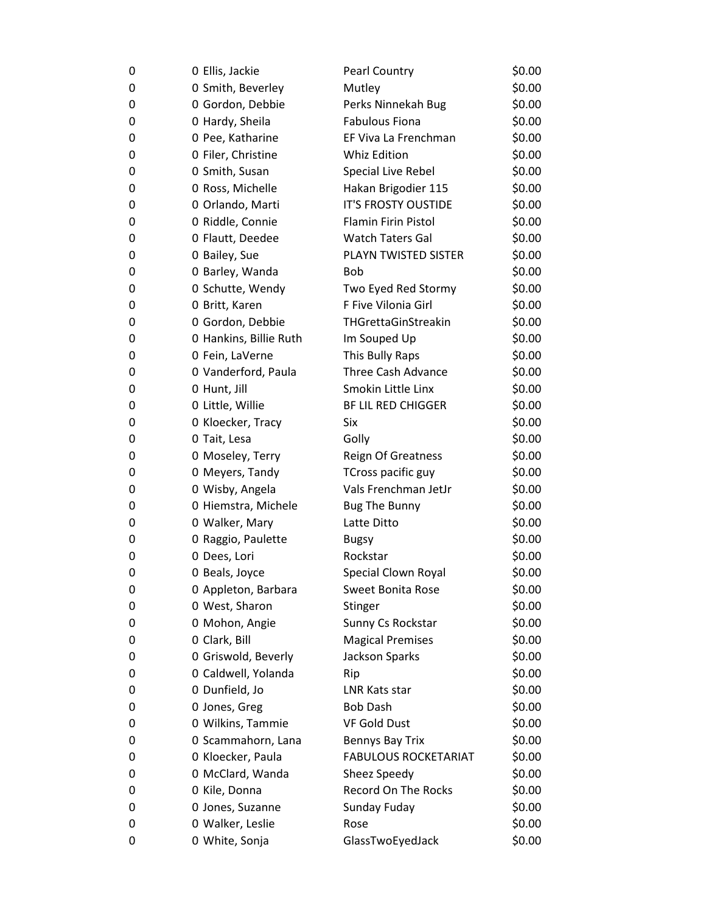| | | | | |
|---|---|---|---|---|
| 0 | 0 | Ellis, Jackie | Pearl Country | $0.00 |
| 0 | 0 | Smith, Beverley | Mutley | $0.00 |
| 0 | 0 | Gordon, Debbie | Perks Ninnekah Bug | $0.00 |
| 0 | 0 | Hardy, Sheila | Fabulous Fiona | $0.00 |
| 0 | 0 | Pee, Katharine | EF Viva La Frenchman | $0.00 |
| 0 | 0 | Filer, Christine | Whiz Edition | $0.00 |
| 0 | 0 | Smith, Susan | Special Live Rebel | $0.00 |
| 0 | 0 | Ross, Michelle | Hakan Brigodier 115 | $0.00 |
| 0 | 0 | Orlando, Marti | IT'S FROSTY OUSTIDE | $0.00 |
| 0 | 0 | Riddle, Connie | Flamin Firin Pistol | $0.00 |
| 0 | 0 | Flautt, Deedee | Watch Taters Gal | $0.00 |
| 0 | 0 | Bailey, Sue | PLAYN TWISTED SISTER | $0.00 |
| 0 | 0 | Barley, Wanda | Bob | $0.00 |
| 0 | 0 | Schutte, Wendy | Two Eyed Red Stormy | $0.00 |
| 0 | 0 | Britt, Karen | F Five Vilonia Girl | $0.00 |
| 0 | 0 | Gordon, Debbie | THGrettaGinStreakin | $0.00 |
| 0 | 0 | Hankins, Billie Ruth | Im Souped Up | $0.00 |
| 0 | 0 | Fein, LaVerne | This Bully Raps | $0.00 |
| 0 | 0 | Vanderford, Paula | Three Cash Advance | $0.00 |
| 0 | 0 | Hunt, Jill | Smokin Little Linx | $0.00 |
| 0 | 0 | Little, Willie | BF LIL RED CHIGGER | $0.00 |
| 0 | 0 | Kloecker, Tracy | Six | $0.00 |
| 0 | 0 | Tait, Lesa | Golly | $0.00 |
| 0 | 0 | Moseley, Terry | Reign Of Greatness | $0.00 |
| 0 | 0 | Meyers, Tandy | TCross pacific guy | $0.00 |
| 0 | 0 | Wisby, Angela | Vals Frenchman JetJr | $0.00 |
| 0 | 0 | Hiemstra, Michele | Bug The Bunny | $0.00 |
| 0 | 0 | Walker, Mary | Latte Ditto | $0.00 |
| 0 | 0 | Raggio, Paulette | Bugsy | $0.00 |
| 0 | 0 | Dees, Lori | Rockstar | $0.00 |
| 0 | 0 | Beals, Joyce | Special Clown Royal | $0.00 |
| 0 | 0 | Appleton, Barbara | Sweet Bonita Rose | $0.00 |
| 0 | 0 | West, Sharon | Stinger | $0.00 |
| 0 | 0 | Mohon, Angie | Sunny Cs Rockstar | $0.00 |
| 0 | 0 | Clark, Bill | Magical Premises | $0.00 |
| 0 | 0 | Griswold, Beverly | Jackson Sparks | $0.00 |
| 0 | 0 | Caldwell, Yolanda | Rip | $0.00 |
| 0 | 0 | Dunfield, Jo | LNR Kats star | $0.00 |
| 0 | 0 | Jones, Greg | Bob Dash | $0.00 |
| 0 | 0 | Wilkins, Tammie | VF Gold Dust | $0.00 |
| 0 | 0 | Scammahorn, Lana | Bennys Bay Trix | $0.00 |
| 0 | 0 | Kloecker, Paula | FABULOUS ROCKETARIAT | $0.00 |
| 0 | 0 | McClard, Wanda | Sheez Speedy | $0.00 |
| 0 | 0 | Kile, Donna | Record On The Rocks | $0.00 |
| 0 | 0 | Jones, Suzanne | Sunday Fuday | $0.00 |
| 0 | 0 | Walker, Leslie | Rose | $0.00 |
| 0 | 0 | White, Sonja | GlassTwoEyedJack | $0.00 |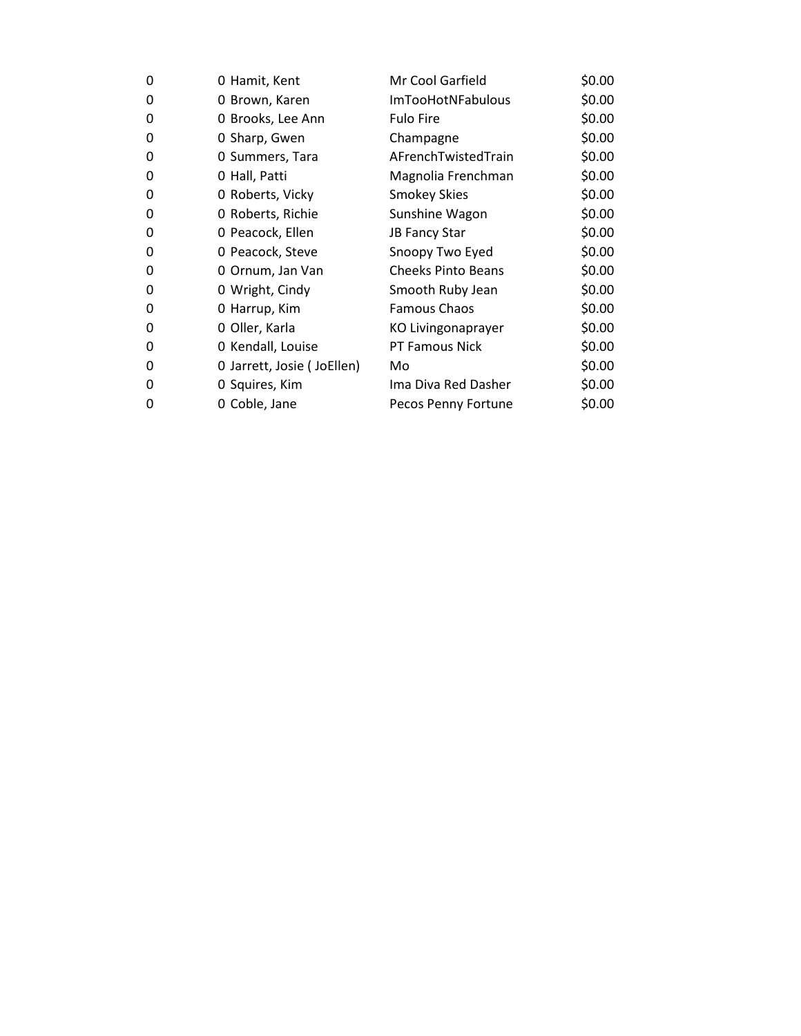| | | | | |
|---|---|---|---|---|
| 0 | 0 | Hamit, Kent | Mr Cool Garfield | $0.00 |
| 0 | 0 | Brown, Karen | ImTooHotNFabulous | $0.00 |
| 0 | 0 | Brooks, Lee Ann | Fulo Fire | $0.00 |
| 0 | 0 | Sharp, Gwen | Champagne | $0.00 |
| 0 | 0 | Summers, Tara | AFrenchTwistedTrain | $0.00 |
| 0 | 0 | Hall, Patti | Magnolia Frenchman | $0.00 |
| 0 | 0 | Roberts, Vicky | Smokey Skies | $0.00 |
| 0 | 0 | Roberts, Richie | Sunshine Wagon | $0.00 |
| 0 | 0 | Peacock, Ellen | JB Fancy Star | $0.00 |
| 0 | 0 | Peacock, Steve | Snoopy Two Eyed | $0.00 |
| 0 | 0 | Ornum, Jan Van | Cheeks Pinto Beans | $0.00 |
| 0 | 0 | Wright, Cindy | Smooth Ruby Jean | $0.00 |
| 0 | 0 | Harrup, Kim | Famous Chaos | $0.00 |
| 0 | 0 | Oller, Karla | KO Livingonaprayer | $0.00 |
| 0 | 0 | Kendall, Louise | PT Famous Nick | $0.00 |
| 0 | 0 | Jarrett, Josie ( JoEllen) | Mo | $0.00 |
| 0 | 0 | Squires, Kim | Ima Diva Red Dasher | $0.00 |
| 0 | 0 | Coble, Jane | Pecos Penny Fortune | $0.00 |